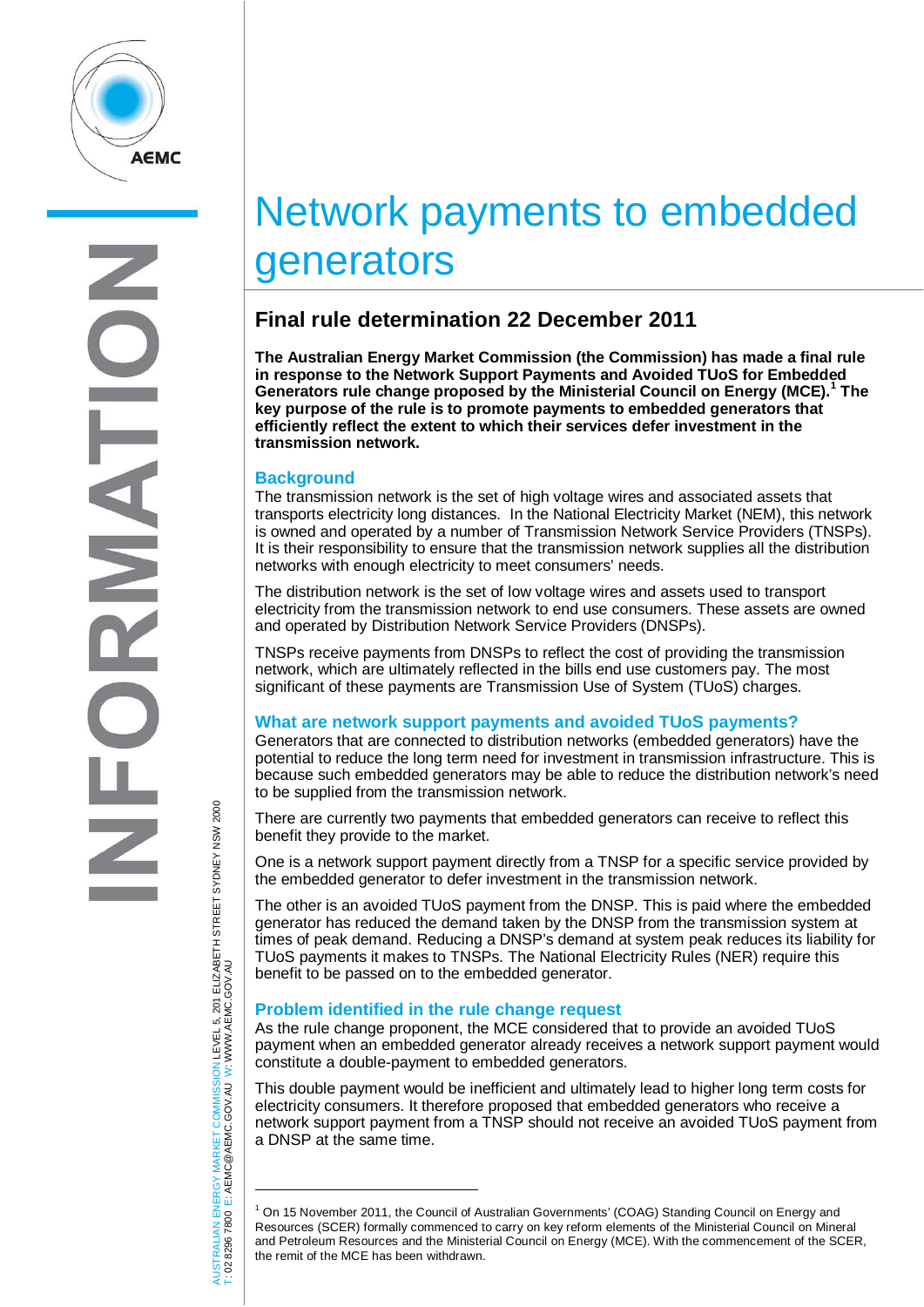# Network payments to embedded generators

## Final rule determination 22 December 2011

**The Australian Energy Market Commission (the Commission) has made a final rule in response to the Network Support Payments and Avoided TUoS for Embedded Generators rule change proposed by the Ministerial Council on Energy (MCE).[1] The key purpose of the rule is to promote payments to embedded generators that efficiently reflect the extent to which their services defer investment in the transmission network.**

### Background

The transmission network is the set of high voltage wires and associated assets that transports electricity long distances. In the National Electricity Market (NEM), this network is owned and operated by a number of Transmission Network Service Providers (TNSPs). It is their responsibility to ensure that the transmission network supplies all the distribution networks with enough electricity to meet consumers' needs.

The distribution network is the set of low voltage wires and assets used to transport electricity from the transmission network to end use consumers. These assets are owned and operated by Distribution Network Service Providers (DNSPs).

TNSPs receive payments from DNSPs to reflect the cost of providing the transmission network, which are ultimately reflected in the bills end use customers pay. The most significant of these payments are Transmission Use of System (TUoS) charges.

### What are network support payments and avoided TUoS payments?

Generators that are connected to distribution networks (embedded generators) have the potential to reduce the long term need for investment in transmission infrastructure. This is because such embedded generators may be able to reduce the distribution network's need to be supplied from the transmission network.

There are currently two payments that embedded generators can receive to reflect this benefit they provide to the market.

One is a network support payment directly from a TNSP for a specific service provided by the embedded generator to defer investment in the transmission network.

The other is an avoided TUoS payment from the DNSP. This is paid where the embedded generator has reduced the demand taken by the DNSP from the transmission system at times of peak demand. Reducing a DNSP's demand at system peak reduces its liability for TUoS payments it makes to TNSPs. The National Electricity Rules (NER) require this benefit to be passed on to the embedded generator.

### Problem identified in the rule change request

As the rule change proponent, the MCE considered that to provide an avoided TUoS payment when an embedded generator already receives a network support payment would constitute a double-payment to embedded generators.

This double payment would be inefficient and ultimately lead to higher long term costs for electricity consumers. It therefore proposed that embedded generators who receive a network support payment from a TNSP should not receive an avoided TUoS payment from a DNSP at the same time.

---

[1] On 15 November 2011, the Council of Australian Governments' (COAG) Standing Council on Energy and Resources (SCER) formally commenced to carry on key reform elements of the Ministerial Council on Mineral and Petroleum Resources and the Ministerial Council on Energy (MCE). With the commencement of the SCER, the remit of the MCE has been withdrawn.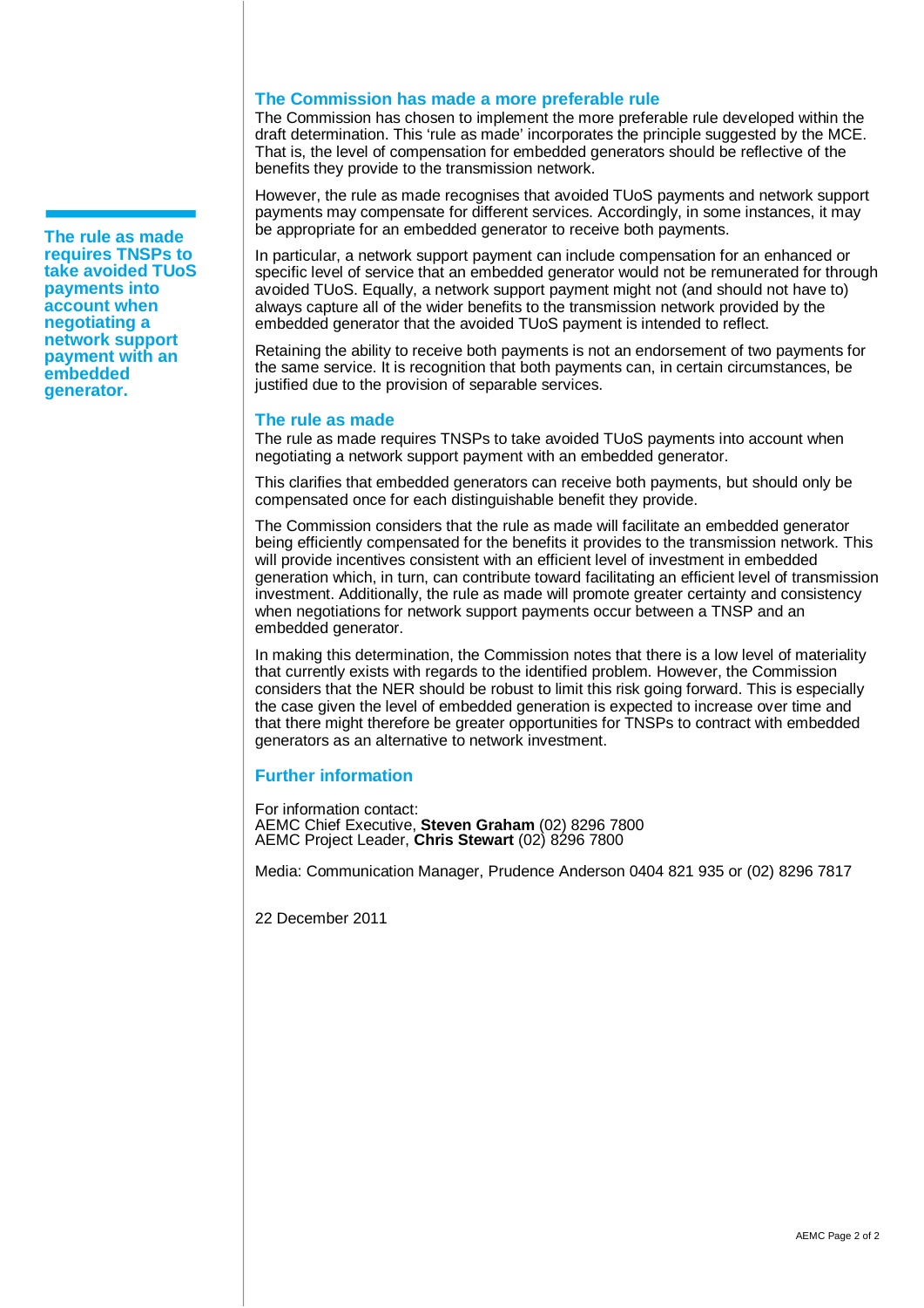## The Commission has made a more preferable rule

The Commission has chosen to implement the more preferable rule developed within the draft determination. This 'rule as made' incorporates the principle suggested by the MCE. That is, the level of compensation for embedded generators should be reflective of the benefits they provide to the transmission network.

However, the rule as made recognises that avoided TUoS payments and network support payments may compensate for different services. Accordingly, in some instances, it may be appropriate for an embedded generator to receive both payments.

**The rule as made requires TNSPs to take avoided TUoS payments into account when negotiating a network support payment with an embedded generator.**

In particular, a network support payment can include compensation for an enhanced or specific level of service that an embedded generator would not be remunerated for through avoided TUoS. Equally, a network support payment might not (and should not have to) always capture all of the wider benefits to the transmission network provided by the embedded generator that the avoided TUoS payment is intended to reflect.

Retaining the ability to receive both payments is not an endorsement of two payments for the same service. It is recognition that both payments can, in certain circumstances, be justified due to the provision of separable services.

## The rule as made

The rule as made requires TNSPs to take avoided TUoS payments into account when negotiating a network support payment with an embedded generator.

This clarifies that embedded generators can receive both payments, but should only be compensated once for each distinguishable benefit they provide.

The Commission considers that the rule as made will facilitate an embedded generator being efficiently compensated for the benefits it provides to the transmission network. This will provide incentives consistent with an efficient level of investment in embedded generation which, in turn, can contribute toward facilitating an efficient level of transmission investment. Additionally, the rule as made will promote greater certainty and consistency when negotiations for network support payments occur between a TNSP and an embedded generator.

In making this determination, the Commission notes that there is a low level of materiality that currently exists with regards to the identified problem. However, the Commission considers that the NER should be robust to limit this risk going forward. This is especially the case given the level of embedded generation is expected to increase over time and that there might therefore be greater opportunities for TNSPs to contract with embedded generators as an alternative to network investment.

## Further information

For information contact:
AEMC Chief Executive, **Steven Graham** (02) 8296 7800
AEMC Project Leader, **Chris Stewart** (02) 8296 7800

Media: Communication Manager, Prudence Anderson 0404 821 935 or (02) 8296 7817

22 December 2011